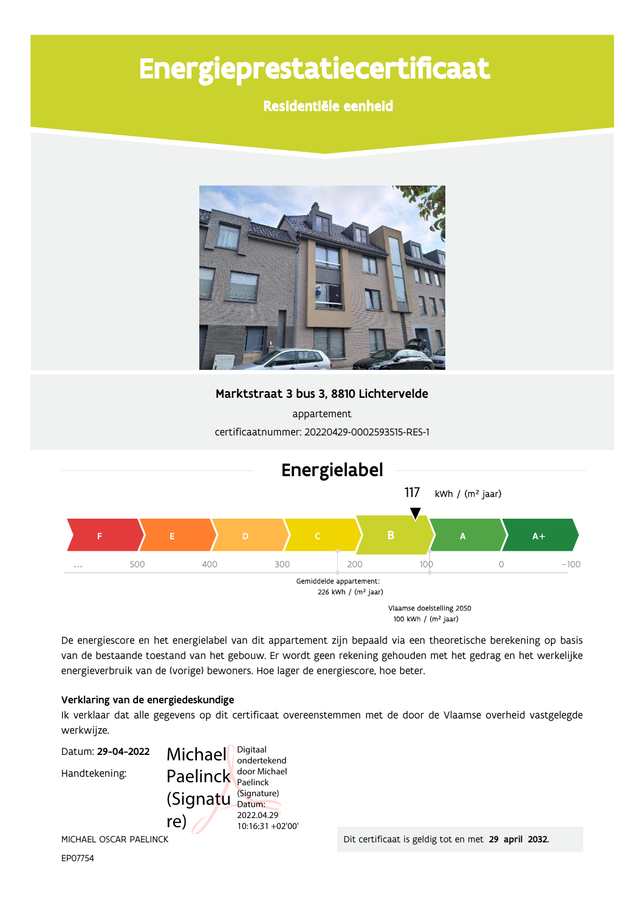# Energieprestatiecertificaat

## Residentiële eenheid

**Marktstraat 3 bus 3, 8810 Lichtervelde**

appartement

certificaatnummer: 20220429-0002593515-RES-1

## Energielabel

117 kWh / (m² jaar)

F | E | D | C | B | A | A+

... 500 400 300 200 100 0 −100

Gemiddelde appartement:
226 kWh / (m² jaar)

Vlaamse doelstelling 2050
100 kWh / (m² jaar)

De energiescore en het energielabel van dit appartement zijn bepaald via een theoretische berekening op basis van de bestaande toestand van het gebouw. Er wordt geen rekening gehouden met het gedrag en het werkelijke energieverbruik van de (vorige) bewoners. Hoe lager de energiescore, hoe beter.

### Verklaring van de energiedeskundige

Ik verklaar dat alle gegevens op dit certificaat overeenstemmen met de door de Vlaamse overheid vastgelegde werkwijze.

Datum: **29-04-2022**

Handtekening: Michael Paelinck (Signature) — Digitaal ondertekend door Michael Paelinck (Signature) Datum: 2022.04.29 10:16:31 +02'00'

MICHAEL OSCAR PAELINCK

EP07754

Dit certificaat is geldig tot en met **29 april 2032.**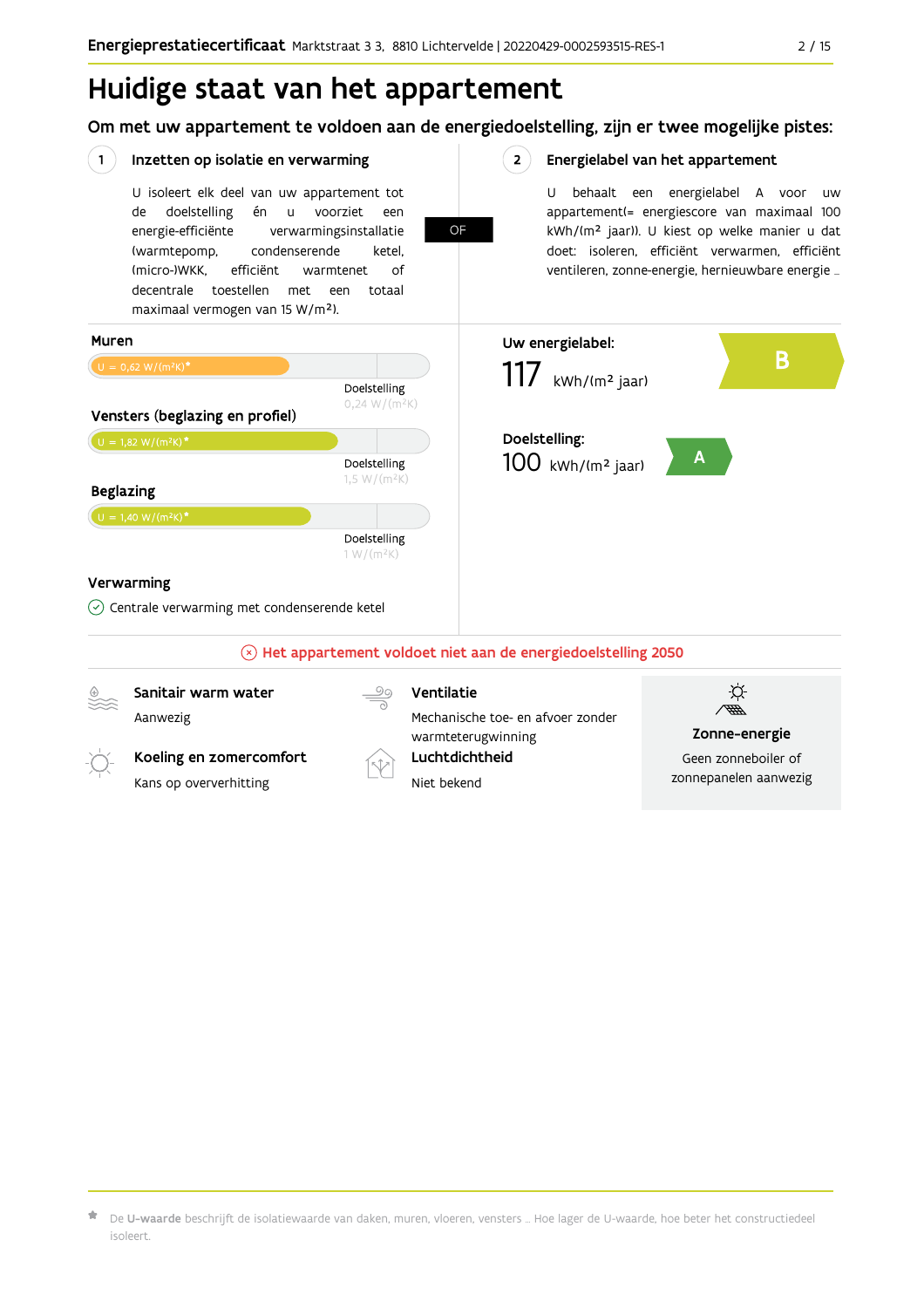# Huidige staat van het appartement

## Om met uw appartement te voldoen aan de energiedoelstelling, zijn er twee mogelijke pistes:

### 1 Inzetten op isolatie en verwarming

U isoleert elk deel van uw appartement tot de doelstelling én u voorziet een energie-efficiënte verwarmingsinstallatie (warmtepomp, condenserende ketel, (micro-)WKK, efficiënt warmtenet of decentrale toestellen met een totaal maximaal vermogen van 15 W/m²).

**OF**

### 2 Energielabel van het appartement

U behaalt een energielabel A voor uw appartement(= energiescore van maximaal 100 kWh/(m² jaar)). U kiest op welke manier u dat doet: isoleren, efficiënt verwarmen, efficiënt ventileren, zonne-energie, hernieuwbare energie …

**Muren**

U = 0,62 W/(m²K)*

Doelstelling 0,24 W/(m²K)

**Vensters (beglazing en profiel)**

U = 1,82 W/(m²K)*

Doelstelling 1,5 W/(m²K)

**Beglazing**

U = 1,40 W/(m²K)*

Doelstelling 1 W/(m²K)

**Verwarming**

Centrale verwarming met condenserende ketel

**Uw energielabel:**

117 kWh/(m² jaar) — B

**Doelstelling:**

100 kWh/(m² jaar) — A

**Het appartement voldoet niet aan de energiedoelstelling 2050**

**Sanitair warm water**

Aanwezig

**Koeling en zomercomfort**

Kans op oververhitting

**Ventilatie**

Mechanische toe- en afvoer zonder warmteterugwinning

**Luchtdichtheid**

Niet bekend

**Zonne-energie**

Geen zonneboiler of zonnepanelen aanwezig

*De **U-waarde** beschrijft de isolatiewaarde van daken, muren, vloeren, vensters … Hoe lager de U-waarde, hoe beter het constructiedeel isoleert.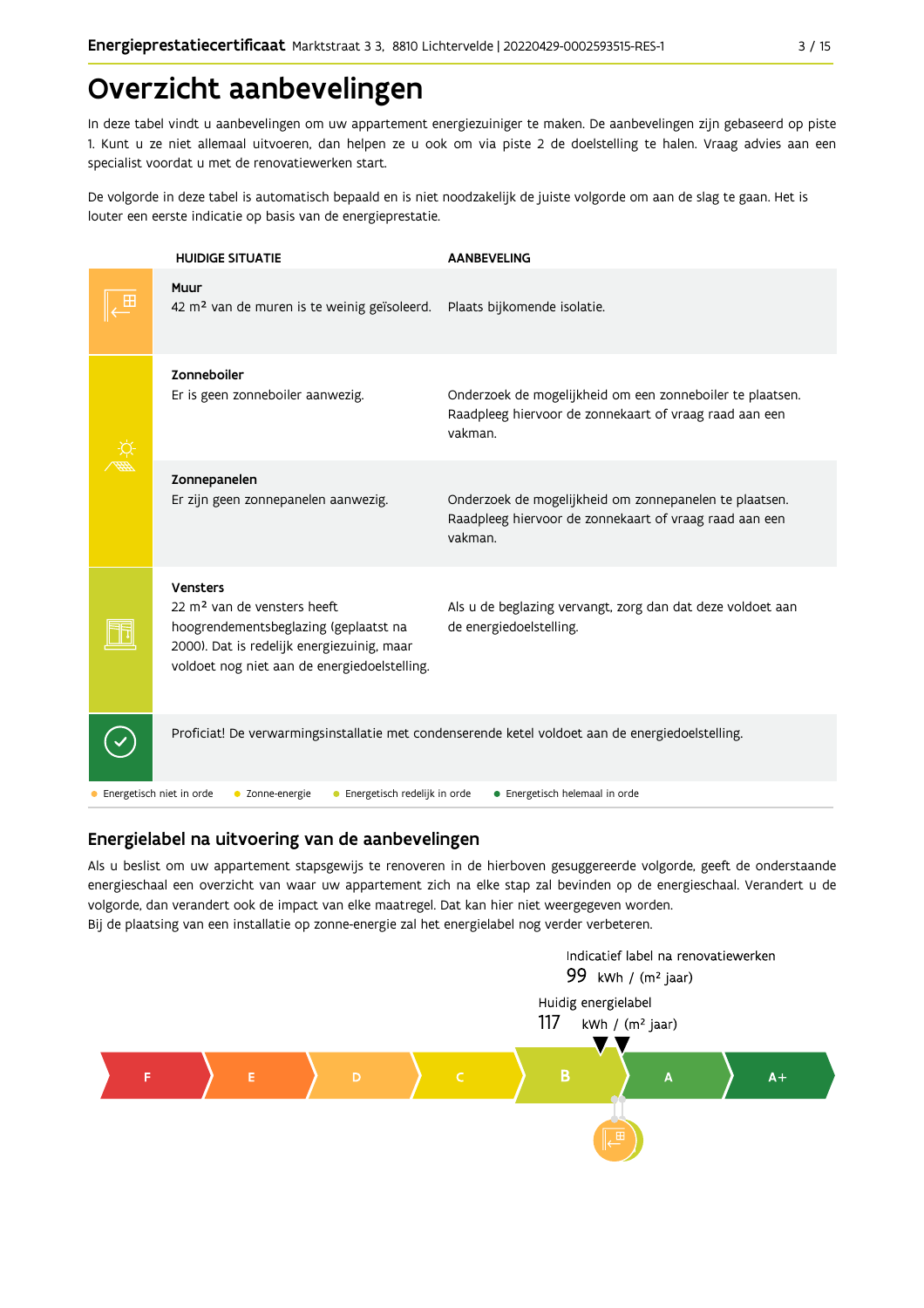# Overzicht aanbevelingen

In deze tabel vindt u aanbevelingen om uw appartement energiezuiniger te maken. De aanbevelingen zijn gebaseerd op piste 1. Kunt u ze niet allemaal uitvoeren, dan helpen ze u ook om via piste 2 de doelstelling te halen. Vraag advies aan een specialist voordat u met de renovatiewerken start.

De volgorde in deze tabel is automatisch bepaald en is niet noodzakelijk de juiste volgorde om aan de slag te gaan. Het is louter een eerste indicatie op basis van de energieprestatie.

| HUIDIGE SITUATIE | AANBEVELING |
|---|---|
| **Muur**<br>42 m² van de muren is te weinig geïsoleerd. | Plaats bijkomende isolatie. |
| **Zonneboiler**<br>Er is geen zonneboiler aanwezig. | Onderzoek de mogelijkheid om een zonneboiler te plaatsen. Raadpleeg hiervoor de zonnekaart of vraag raad aan een vakman. |
| **Zonnepanelen**<br>Er zijn geen zonnepanelen aanwezig. | Onderzoek de mogelijkheid om zonnepanelen te plaatsen. Raadpleeg hiervoor de zonnekaart of vraag raad aan een vakman. |
| **Vensters**<br>22 m² van de vensters heeft hoogrendementsbeglazing (geplaatst na 2000). Dat is redelijk energiezuinig, maar voldoet nog niet aan de energiedoelstelling. | Als u de beglazing vervangt, zorg dan dat deze voldoet aan de energiedoelstelling. |
| Proficiat! De verwarmingsinstallatie met condenserende ketel voldoet aan de energiedoelstelling. | |

Energetisch niet in orde · Zonne-energie · Energetisch redelijk in orde · Energetisch helemaal in orde

## Energielabel na uitvoering van de aanbevelingen

Als u beslist om uw appartement stapsgewijs te renoveren in de hierboven gesuggereerde volgorde, geeft de onderstaande energieschaal een overzicht van waar uw appartement zich na elke stap zal bevinden op de energieschaal. Verandert u de volgorde, dan verandert ook de impact van elke maatregel. Dat kan hier niet weergegeven worden.
Bij de plaatsing van een installatie op zonne-energie zal het energielabel nog verder verbeteren.

Indicatief label na renovatiewerken
99 kWh / (m² jaar)

Huidig energielabel
117 kWh / (m² jaar)

F | E | D | C | B | A | A+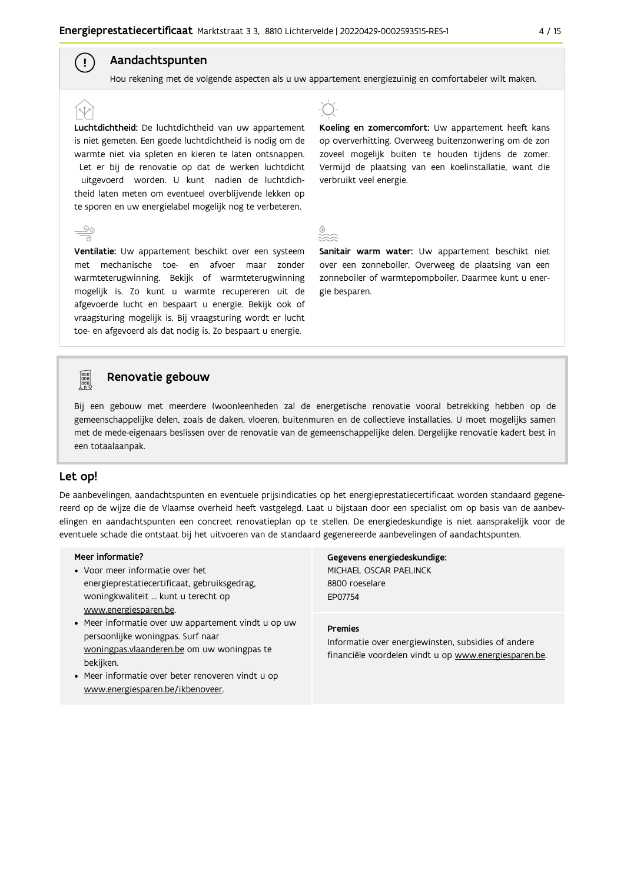## Aandachtspunten

Hou rekening met de volgende aspecten als u uw appartement energiezuinig en comfortabeler wilt maken.

**Luchtdichtheid:** De luchtdichtheid van uw appartement is niet gemeten. Een goede luchtdichtheid is nodig om de warmte niet via spleten en kieren te laten ontsnappen. Let er bij de renovatie op dat de werken luchtdicht uitgevoerd worden. U kunt nadien de luchtdichtheid laten meten om eventueel overblijvende lekken op te sporen en uw energielabel mogelijk nog te verbeteren.

**Ventilatie:** Uw appartement beschikt over een systeem met mechanische toe- en afvoer maar zonder warmteterugwinning. Bekijk of warmteterugwinning mogelijk is. Zo kunt u warmte recupereren uit de afgevoerde lucht en bespaart u energie. Bekijk ook of vraagsturing mogelijk is. Bij vraagsturing wordt er lucht toe- en afgevoerd als dat nodig is. Zo bespaart u energie.

**Koeling en zomercomfort:** Uw appartement heeft kans op oververhitting. Overweeg buitenzonwering om de zon zoveel mogelijk buiten te houden tijdens de zomer. Vermijd de plaatsing van een koelinstallatie, want die verbruikt veel energie.

**Sanitair warm water:** Uw appartement beschikt niet over een zonneboiler. Overweeg de plaatsing van een zonneboiler of warmtepompboiler. Daarmee kunt u energie besparen.

## Renovatie gebouw

Bij een gebouw met meerdere (woon)eenheden zal de energetische renovatie vooral betrekking hebben op de gemeenschappelijke delen, zoals de daken, vloeren, buitenmuren en de collectieve installaties. U moet mogelijks samen met de mede-eigenaars beslissen over de renovatie van de gemeenschappelijke delen. Dergelijke renovatie kadert best in een totaalaanpak.

## Let op!

De aanbevelingen, aandachtspunten en eventuele prijsindicaties op het energieprestatiecertificaat worden standaard gegenereerd op de wijze die de Vlaamse overheid heeft vastgelegd. Laat u bijstaan door een specialist om op basis van de aanbevelingen en aandachtspunten een concreet renovatieplan op te stellen. De energiedeskundige is niet aansprakelijk voor de eventuele schade die ontstaat bij het uitvoeren van de standaard gegenereerde aanbevelingen of aandachtspunten.

**Meer informatie?**

- Voor meer informatie over het energieprestatiecertificaat, gebruiksgedrag, woningkwaliteit … kunt u terecht op www.energiesparen.be.
- Meer informatie over uw appartement vindt u op uw persoonlijke woningpas. Surf naar woningpas.vlaanderen.be om uw woningpas te bekijken.
- Meer informatie over beter renoveren vindt u op www.energiesparen.be/ikbenoveer.

**Gegevens energiedeskundige:**
MICHAEL OSCAR PAELINCK
8800 roeselare
EP07754

**Premies**
Informatie over energiewinsten, subsidies of andere financiële voordelen vindt u op www.energiesparen.be.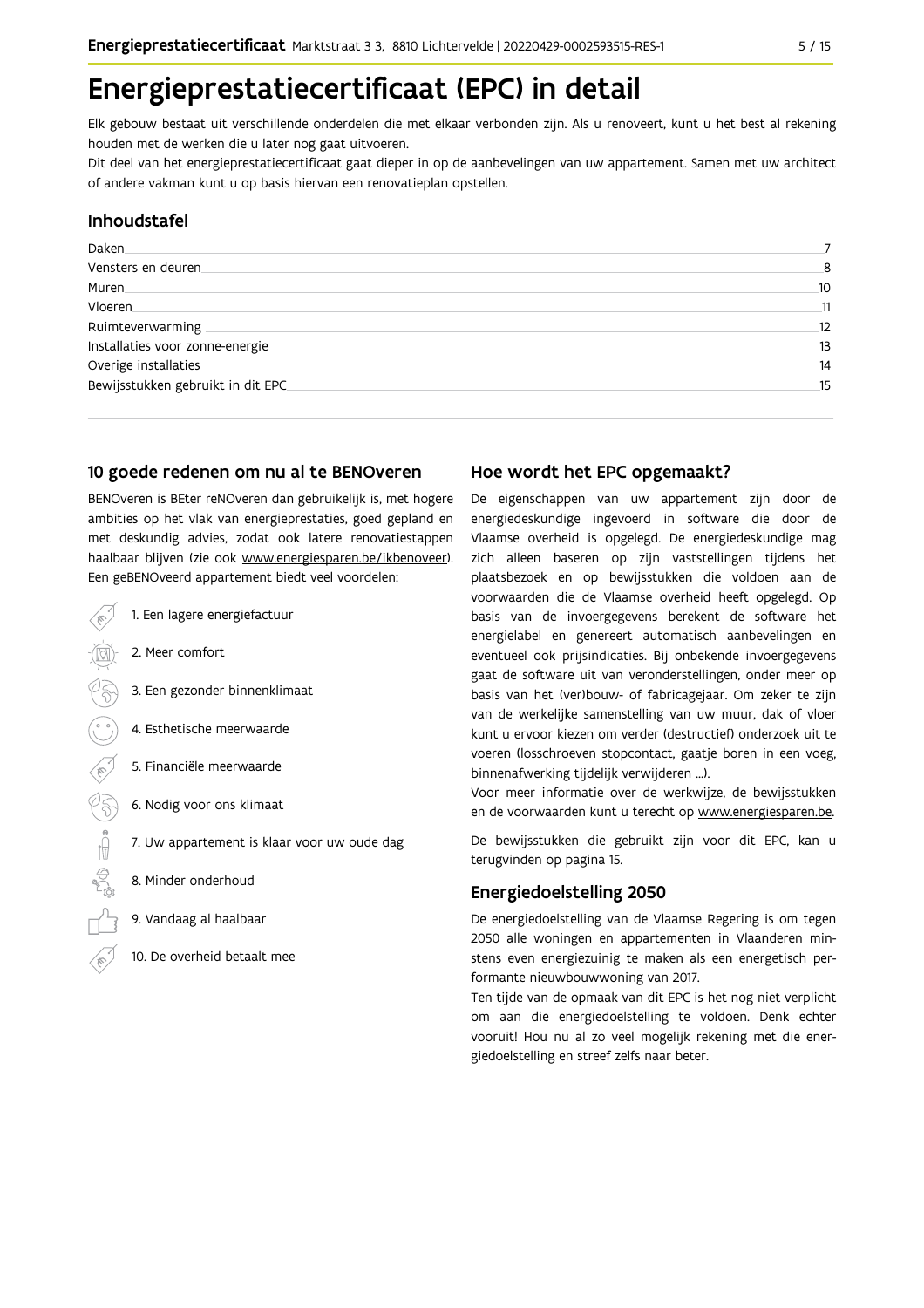# Energieprestatiecertificaat (EPC) in detail

Elk gebouw bestaat uit verschillende onderdelen die met elkaar verbonden zijn. Als u renoveert, kunt u het best al rekening houden met de werken die u later nog gaat uitvoeren.

Dit deel van het energieprestatiecertificaat gaat dieper in op de aanbevelingen van uw appartement. Samen met uw architect of andere vakman kunt u op basis hiervan een renovatieplan opstellen.

## Inhoudstafel

| | |
|---|---|
| Daken | 7 |
| Vensters en deuren | 8 |
| Muren | 10 |
| Vloeren | 11 |
| Ruimteverwarming | 12 |
| Installaties voor zonne-energie | 13 |
| Overige installaties | 14 |
| Bewijsstukken gebruikt in dit EPC | 15 |

## 10 goede redenen om nu al te BENOveren

BENOveren is BEter reNOveren dan gebruikelijk is, met hogere ambities op het vlak van energieprestaties, goed gepland en met deskundig advies, zodat ook latere renovatiestappen haalbaar blijven (zie ook www.energiesparen.be/ikbenoveer). Een geBENOveerd appartement biedt veel voordelen:

1. Een lagere energiefactuur
2. Meer comfort
3. Een gezonder binnenklimaat
4. Esthetische meerwaarde
5. Financiële meerwaarde
6. Nodig voor ons klimaat
7. Uw appartement is klaar voor uw oude dag
8. Minder onderhoud
9. Vandaag al haalbaar
10. De overheid betaalt mee

## Hoe wordt het EPC opgemaakt?

De eigenschappen van uw appartement zijn door de energiedeskundige ingevoerd in software die door de Vlaamse overheid is opgelegd. De energiedeskundige mag zich alleen baseren op zijn vaststellingen tijdens het plaatsbezoek en op bewijsstukken die voldoen aan de voorwaarden die de Vlaamse overheid heeft opgelegd. Op basis van de invoergegevens berekent de software het energielabel en genereert automatisch aanbevelingen en eventueel ook prijsindicaties. Bij onbekende invoergegevens gaat de software uit van veronderstellingen, onder meer op basis van het (ver)bouw- of fabricagejaar. Om zeker te zijn van de werkelijke samenstelling van uw muur, dak of vloer kunt u ervoor kiezen om verder (destructief) onderzoek uit te voeren (losschroeven stopcontact, gaatje boren in een voeg, binnenafwerking tijdelijk verwijderen ...).

Voor meer informatie over de werkwijze, de bewijsstukken en de voorwaarden kunt u terecht op www.energiesparen.be.

De bewijsstukken die gebruikt zijn voor dit EPC, kan u terugvinden op pagina 15.

## Energiedoelstelling 2050

De energiedoelstelling van de Vlaamse Regering is om tegen 2050 alle woningen en appartementen in Vlaanderen minstens even energiezuinig te maken als een energetisch performante nieuwbouwwoning van 2017.

Ten tijde van de opmaak van dit EPC is het nog niet verplicht om aan die energiedoelstelling te voldoen. Denk echter vooruit! Hou nu al zo veel mogelijk rekening met die energiedoelstelling en streef zelfs naar beter.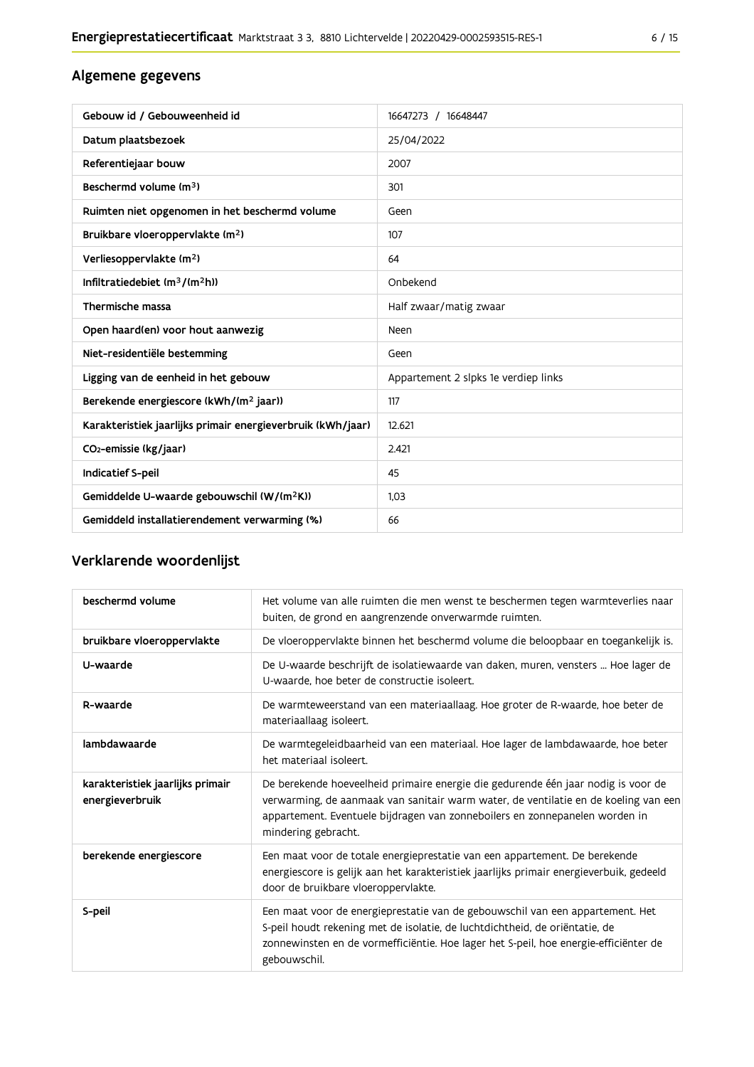## Algemene gegevens

| Gebouw id / Gebouweenheid id | 16647273 / 16648447 |
|---|---|
| Datum plaatsbezoek | 25/04/2022 |
| Referentiejaar bouw | 2007 |
| Beschermd volume ($m^3$) | 301 |
| Ruimten niet opgenomen in het beschermd volume | Geen |
| Bruikbare vloeroppervlakte ($m^2$) | 107 |
| Verliesoppervlakte ($m^2$) | 64 |
| Infiltratiedebiet ($m^3/(m^2h)$) | Onbekend |
| Thermische massa | Half zwaar/matig zwaar |
| Open haard(en) voor hout aanwezig | Neen |
| Niet-residentiële bestemming | Geen |
| Ligging van de eenheid in het gebouw | Appartement 2 slpks 1e verdiep links |
| Berekende energiescore (kWh/($m^2$ jaar)) | 117 |
| Karakteristiek jaarlijks primair energieverbruik (kWh/jaar) | 12.621 |
| $CO_2$-emissie (kg/jaar) | 2.421 |
| Indicatief S-peil | 45 |
| Gemiddelde U-waarde gebouwschil (W/($m^2$K)) | 1,03 |
| Gemiddeld installatierendement verwarming (%) | 66 |

## Verklarende woordenlijst

| beschermd volume | Het volume van alle ruimten die men wenst te beschermen tegen warmteverlies naar buiten, de grond en aangrenzende onverwarmde ruimten. |
|---|---|
| bruikbare vloeroppervlakte | De vloeroppervlakte binnen het beschermd volume die beloopbaar en toegankelijk is. |
| U-waarde | De U-waarde beschrijft de isolatiewaarde van daken, muren, vensters ... Hoe lager de U-waarde, hoe beter de constructie isoleert. |
| R-waarde | De warmteweerstand van een materiaallaag. Hoe groter de R-waarde, hoe beter de materiaallaag isoleert. |
| lambdawaarde | De warmtegeleidbaarheid van een materiaal. Hoe lager de lambdawaarde, hoe beter het materiaal isoleert. |
| karakteristiek jaarlijks primair energieverbruik | De berekende hoeveelheid primaire energie die gedurende één jaar nodig is voor de verwarming, de aanmaak van sanitair warm water, de ventilatie en de koeling van een appartement. Eventuele bijdragen van zonneboilers en zonnepanelen worden in mindering gebracht. |
| berekende energiescore | Een maat voor de totale energieprestatie van een appartement. De berekende energiescore is gelijk aan het karakteristiek jaarlijks primair energieverbuik, gedeeld door de bruikbare vloeroppervlakte. |
| S-peil | Een maat voor de energieprestatie van de gebouwschil van een appartement. Het S-peil houdt rekening met de isolatie, de luchtdichtheid, de oriëntatie, de zonnewinsten en de vormefficiëntie. Hoe lager het S-peil, hoe energie-efficiënter de gebouwschil. |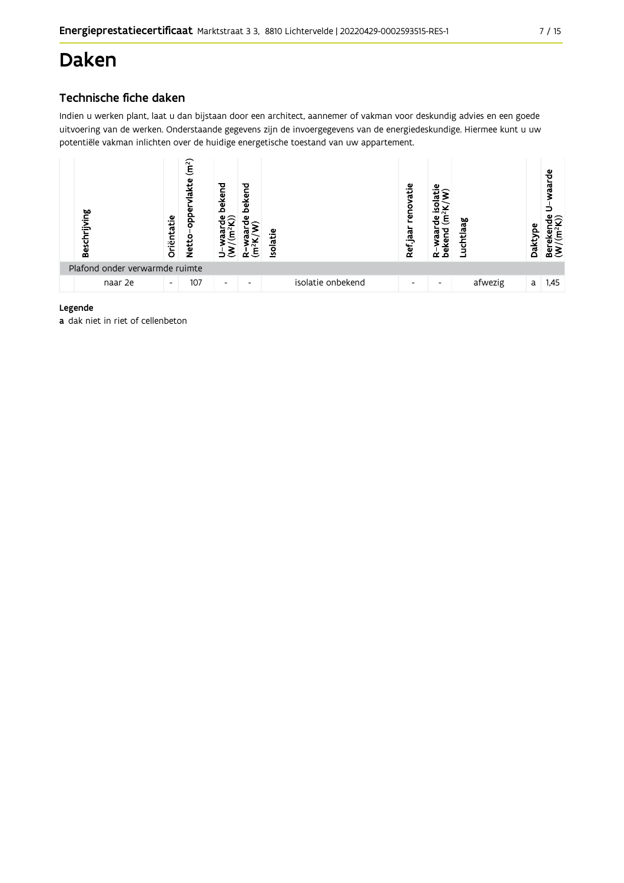# Daken

## Technische fiche daken

Indien u werken plant, laat u dan bijstaan door een architect, aannemer of vakman voor deskundig advies en een goede uitvoering van de werken. Onderstaande gegevens zijn de invoergegevens van de energiedeskundige. Hiermee kunt u uw potentiële vakman inlichten over de huidige energetische toestand van uw appartement.

| | Beschrijving | Oriëntatie | Netto-oppervlakte ($m^2$) | U-waarde bekend ($W/(m^2K)$) | R-waarde bekend ($m^2K/W$) | Isolatie | Ref.jaar renovatie | R-waarde isolatie bekend ($m^2K/W$) | Luchtlaag | Daktype | Berekende U-waarde ($W/(m^2K)$) |
|---|---|---|---|---|---|---|---|---|---|---|---|
| | Plafond onder verwarmde ruimte | | | | | | | | | | |
| | naar 2e | - | 107 | - | - | isolatie onbekend | - | - | afwezig | a | 1,45 |

**Legende**

**a** dak niet in riet of cellenbeton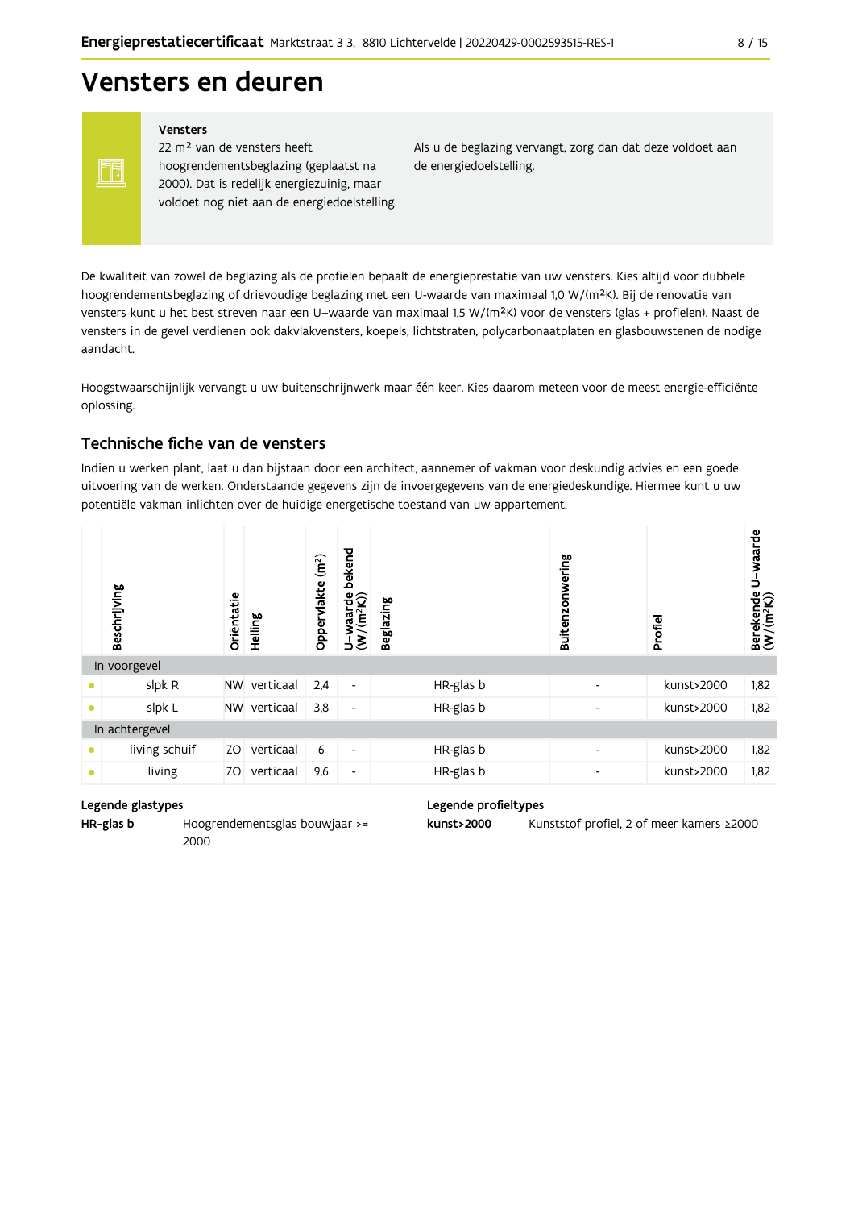# Vensters en deuren

**Vensters**

22 m² van de vensters heeft hoogrendementsbeglazing (geplaatst na 2000). Dat is redelijk energiezuinig, maar voldoet nog niet aan de energiedoelstelling.

Als u de beglazing vervangt, zorg dan dat deze voldoet aan de energiedoelstelling.

De kwaliteit van zowel de beglazing als de profielen bepaalt de energieprestatie van uw vensters. Kies altijd voor dubbele hoogrendementsbeglazing of drievoudige beglazing met een U-waarde van maximaal 1,0 W/(m²K). Bij de renovatie van vensters kunt u het best streven naar een U-waarde van maximaal 1,5 W/(m²K) voor de vensters (glas + profielen). Naast de vensters in de gevel verdienen ook dakvlakvensters, koepels, lichtstraten, polycarbonaatplaten en glasbouwstenen de nodige aandacht.

Hoogstwaarschijnlijk vervangt u uw buitenschrijnwerk maar één keer. Kies daarom meteen voor de meest energie-efficiënte oplossing.

## Technische fiche van de vensters

Indien u werken plant, laat u dan bijstaan door een architect, aannemer of vakman voor deskundig advies en een goede uitvoering van de werken. Onderstaande gegevens zijn de invoergegevens van de energiedeskundige. Hiermee kunt u uw potentiële vakman inlichten over de huidige energetische toestand van uw appartement.

| | Beschrijving | Oriëntatie | Helling | Oppervlakte (m²) | U-waarde bekend (W/(m²K)) | Beglazing | Buitenzonwering | Profiel | Berekende U-waarde (W/(m²K)) |
|---|---|---|---|---|---|---|---|---|---|
| In voorgevel | | | | | | | | | |
| • | slpk R | NW | verticaal | 2,4 | - | HR-glas b | - | kunst>2000 | 1,82 |
| • | slpk L | NW | verticaal | 3,8 | - | HR-glas b | - | kunst>2000 | 1,82 |
| In achtergevel | | | | | | | | | |
| • | living schuif | ZO | verticaal | 6 | - | HR-glas b | - | kunst>2000 | 1,82 |
| • | living | ZO | verticaal | 9,6 | - | HR-glas b | - | kunst>2000 | 1,82 |

**Legende glastypes**

**HR-glas b** Hoogrendementsglas bouwjaar >= 2000

**Legende profieltypes**

**kunst>2000** Kunststof profiel, 2 of meer kamers ≥2000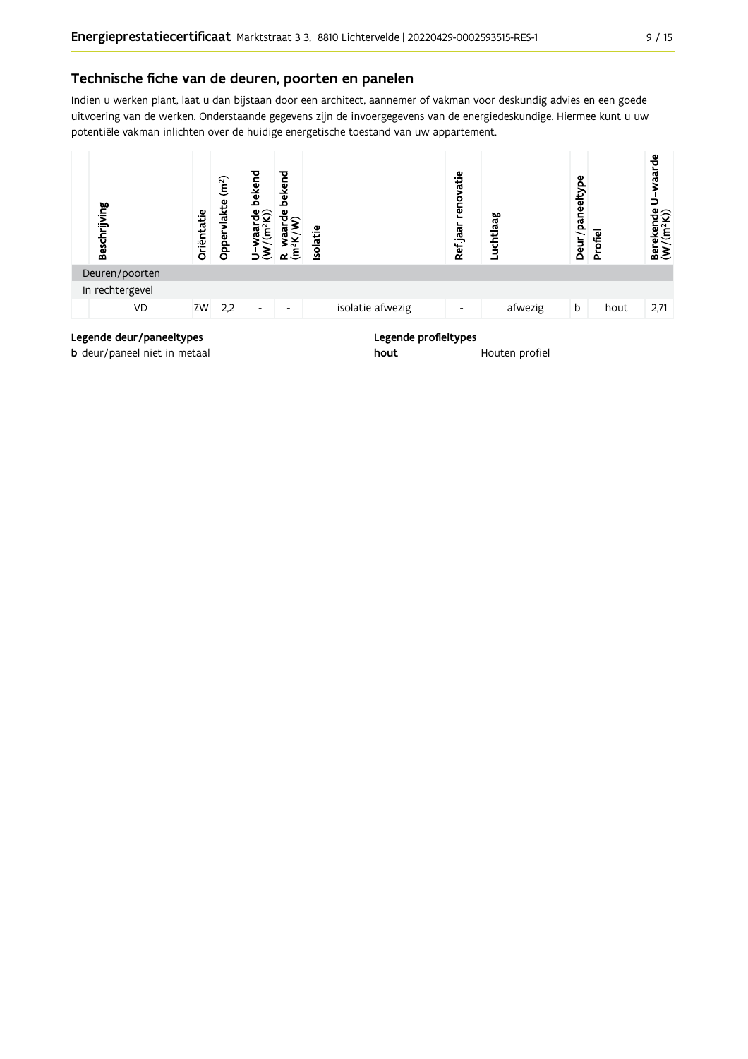## Technische fiche van de deuren, poorten en panelen

Indien u werken plant, laat u dan bijstaan door een architect, aannemer of vakman voor deskundig advies en een goede uitvoering van de werken. Onderstaande gegevens zijn de invoergegevens van de energiedeskundige. Hiermee kunt u uw potentiële vakman inlichten over de huidige energetische toestand van uw appartement.

| Beschrijving | Oriëntatie | Oppervlakte ($m^2$) | U-waarde bekend ($W/(m^2K)$) | R-waarde bekend ($m^2K/W$) | Isolatie | Ref.jaar renovatie | Luchtlaag | Deur/paneeltype | Profiel | Berekende U-waarde ($W/(m^2K)$) |
|---|---|---|---|---|---|---|---|---|---|---|
| Deuren/poorten | | | | | | | | | | |
| In rechtergevel | | | | | | | | | | |
| VD | ZW | 2,2 | - | - | isolatie afwezig | - | afwezig | b | hout | 2,71 |

**Legende deur/paneeltypes**

**b** deur/paneel niet in metaal

**Legende profieltypes**

**hout** Houten profiel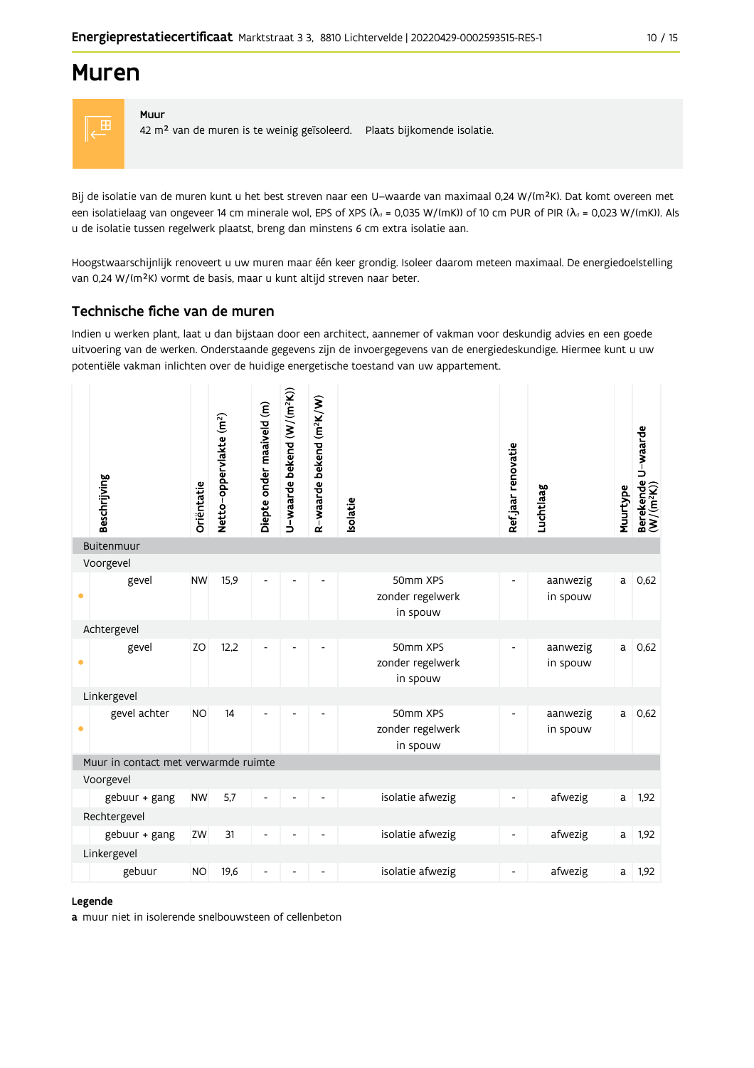# Muren

**Muur**
42 m² van de muren is te weinig geïsoleerd. Plaats bijkomende isolatie.

Bij de isolatie van de muren kunt u het best streven naar een U–waarde van maximaal 0,24 W/(m²K). Dat komt overeen met een isolatielaag van ongeveer 14 cm minerale wol, EPS of XPS ($λ_d$ = 0,035 W/(mK)) of 10 cm PUR of PIR ($λ_d$ = 0,023 W/(mK)). Als u de isolatie tussen regelwerk plaatst, breng dan minstens 6 cm extra isolatie aan.

Hoogstwaarschijnlijk renoveert u uw muren maar één keer grondig. Isoleer daarom meteen maximaal. De energiedoelstelling van 0,24 W/(m²K) vormt de basis, maar u kunt altijd streven naar beter.

## Technische fiche van de muren

Indien u werken plant, laat u dan bijstaan door een architect, aannemer of vakman voor deskundig advies en een goede uitvoering van de werken. Onderstaande gegevens zijn de invoergegevens van de energiedeskundige. Hiermee kunt u uw potentiële vakman inlichten over de huidige energetische toestand van uw appartement.

| | Beschrijving | Oriëntatie | Netto-oppervlakte (m²) | Diepte onder maaiveld (m) | U-waarde bekend (W/(m²K)) | R-waarde bekend (m²K/W) | Isolatie | Ref.jaar renovatie | Luchtlaag | Muurtype | Berekende U-waarde (W/(m²K)) |
|---|---|---|---|---|---|---|---|---|---|---|---|
| | **Buitenmuur** | | | | | | | | | | |
| | Voorgevel | | | | | | | | | | |
| • | gevel | NW | 15,9 | - | - | - | 50mm XPS zonder regelwerk in spouw | - | aanwezig in spouw | a | 0,62 |
| | Achtergevel | | | | | | | | | | |
| • | gevel | ZO | 12,2 | - | - | - | 50mm XPS zonder regelwerk in spouw | - | aanwezig in spouw | a | 0,62 |
| | Linkergevel | | | | | | | | | | |
| • | gevel achter | NO | 14 | - | - | - | 50mm XPS zonder regelwerk in spouw | - | aanwezig in spouw | a | 0,62 |
| | **Muur in contact met verwarmde ruimte** | | | | | | | | | | |
| | Voorgevel | | | | | | | | | | |
| | gebuur + gang | NW | 5,7 | - | - | - | isolatie afwezig | - | afwezig | a | 1,92 |
| | Rechtergevel | | | | | | | | | | |
| | gebuur + gang | ZW | 31 | - | - | - | isolatie afwezig | - | afwezig | a | 1,92 |
| | Linkergevel | | | | | | | | | | |
| | gebuur | NO | 19,6 | - | - | - | isolatie afwezig | - | afwezig | a | 1,92 |

**Legende**

**a** muur niet in isolerende snelbouwsteen of cellenbeton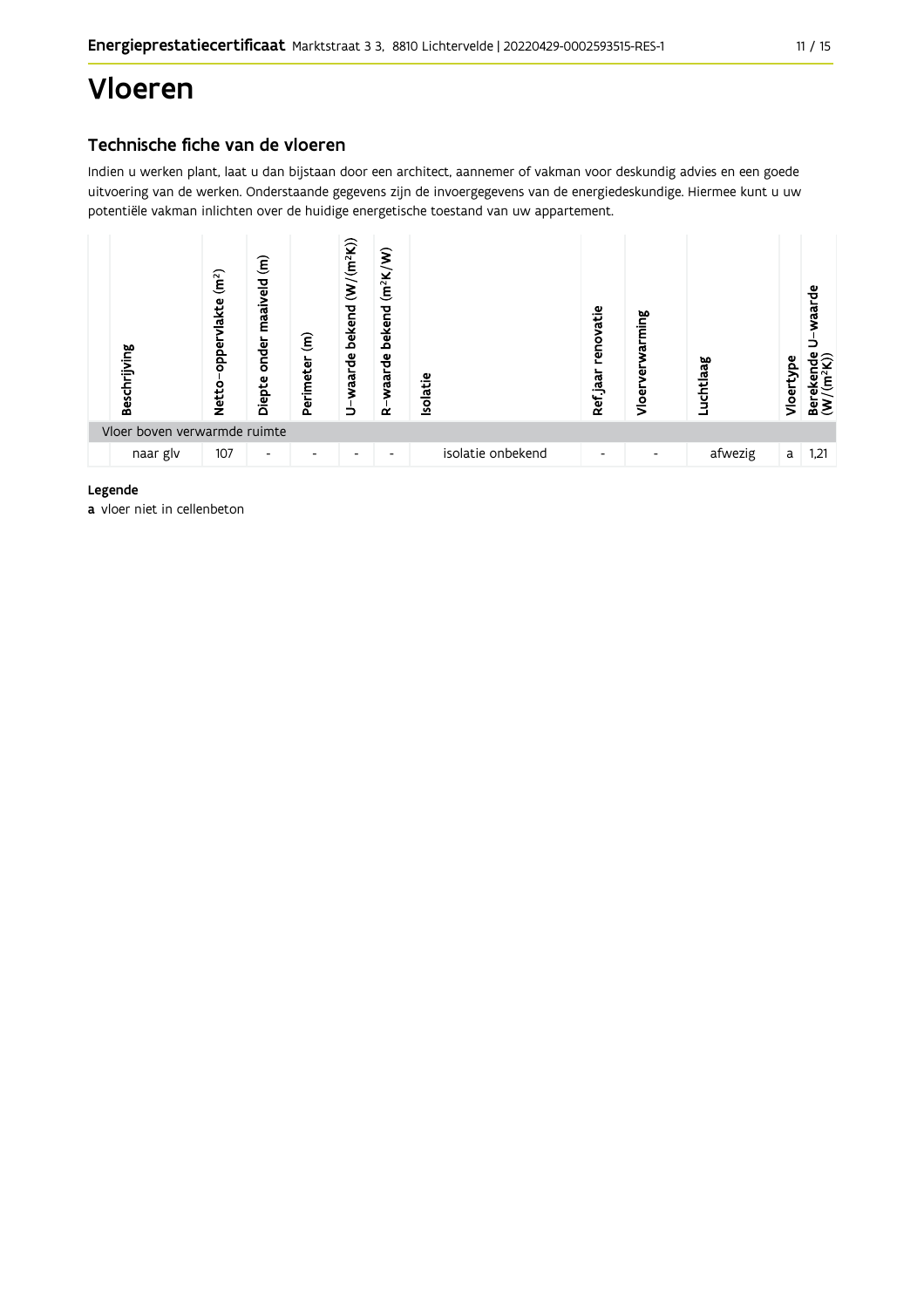# Vloeren

## Technische fiche van de vloeren

Indien u werken plant, laat u dan bijstaan door een architect, aannemer of vakman voor deskundig advies en een goede uitvoering van de werken. Onderstaande gegevens zijn de invoergegevens van de energiedeskundige. Hiermee kunt u uw potentiële vakman inlichten over de huidige energetische toestand van uw appartement.

| Beschrijving | Netto-oppervlakte (m²) | Diepte onder maaiveld (m) | Perimeter (m) | U-waarde bekend (W/(m²K)) | R-waarde bekend (m²K/W) | Isolatie | Ref.jaar renovatie | Vloerverwarming | Luchtlaag | Vloertype | Berekende U-waarde (W/(m²K)) |
|---|---|---|---|---|---|---|---|---|---|---|---|
| Vloer boven verwarmde ruimte | | | | | | | | | | | |
| naar glv | 107 | - | - | - | - | isolatie onbekend | - | - | afwezig | a | 1,21 |

**Legende**

**a** vloer niet in cellenbeton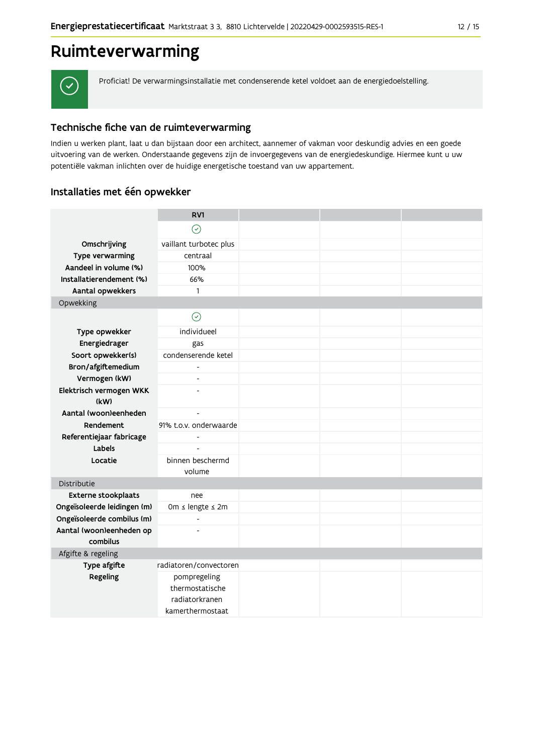# Ruimteverwarming

Proficiat! De verwarmingsinstallatie met condenserende ketel voldoet aan de energiedoelstelling.

## Technische fiche van de ruimteverwarming

Indien u werken plant, laat u dan bijstaan door een architect, aannemer of vakman voor deskundig advies en een goede uitvoering van de werken. Onderstaande gegevens zijn de invoergegevens van de energiedeskundige. Hiermee kunt u uw potentiële vakman inlichten over de huidige energetische toestand van uw appartement.

## Installaties met één opwekker

| | RV1 | | | |
|---|---|---|---|---|
| | ✓ | | | |
| **Omschrijving** | vaillant turbotec plus | | | |
| **Type verwarming** | centraal | | | |
| **Aandeel in volume (%)** | 100% | | | |
| **Installatierendement (%)** | 66% | | | |
| **Aantal opwekkers** | 1 | | | |
| Opwekking | | | | |
| | ✓ | | | |
| **Type opwekker** | individueel | | | |
| **Energiedrager** | gas | | | |
| **Soort opwekker(s)** | condenserende ketel | | | |
| **Bron/afgiftemedium** | - | | | |
| **Vermogen (kW)** | - | | | |
| **Elektrisch vermogen WKK (kW)** | - | | | |
| **Aantal (woon)eenheden** | - | | | |
| **Rendement** | 91% t.o.v. onderwaarde | | | |
| **Referentiejaar fabricage** | - | | | |
| **Labels** | - | | | |
| **Locatie** | binnen beschermd volume | | | |
| Distributie | | | | |
| **Externe stookplaats** | nee | | | |
| **Ongeïsoleerde leidingen (m)** | 0m ≤ lengte ≤ 2m | | | |
| **Ongeïsoleerde combilus (m)** | - | | | |
| **Aantal (woon)eenheden op combilus** | - | | | |
| Afgifte & regeling | | | | |
| **Type afgifte** | radiatoren/convectoren | | | |
| **Regeling** | pompregeling<br>thermostatische radiatorkranen<br>kamerthermostaat | | | |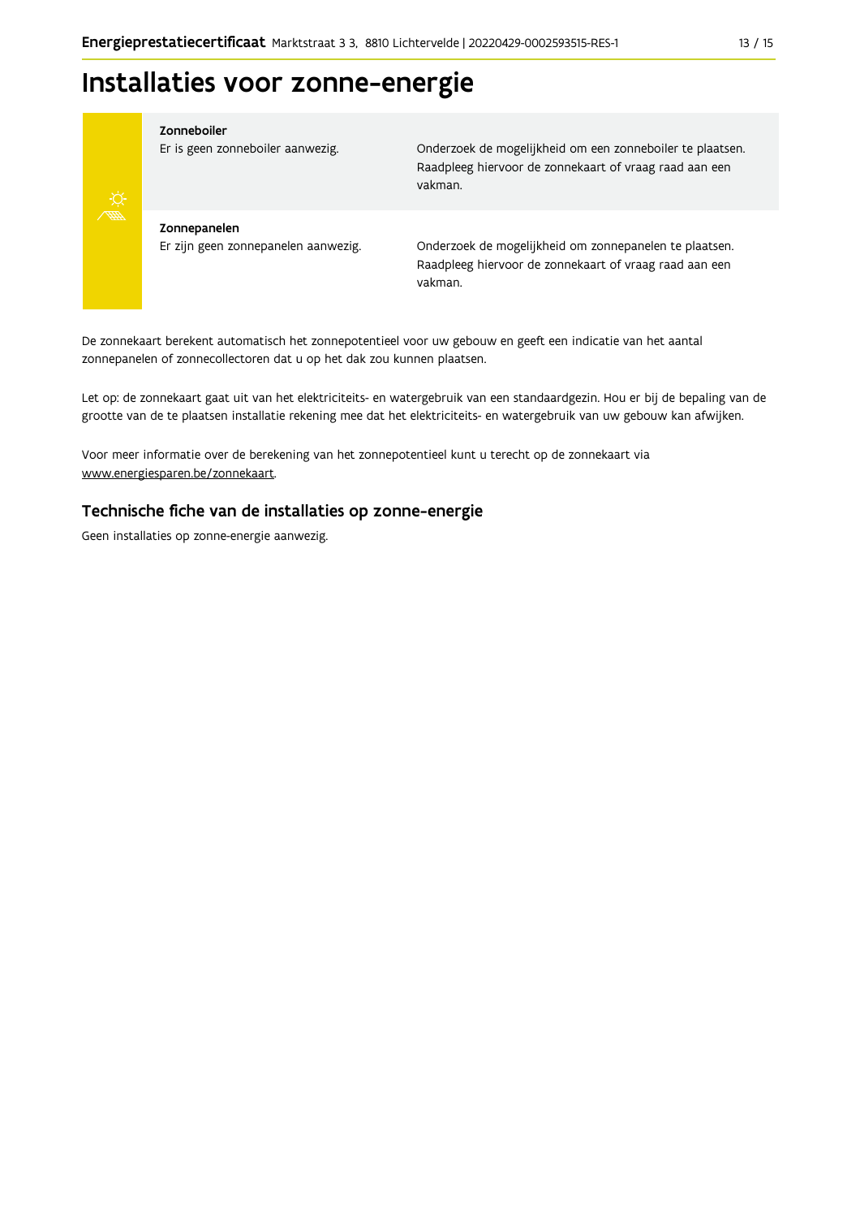# Installaties voor zonne-energie

**Zonneboiler**
Er is geen zonneboiler aanwezig.

Onderzoek de mogelijkheid om een zonneboiler te plaatsen. Raadpleeg hiervoor de zonnekaart of vraag raad aan een vakman.

**Zonnepanelen**
Er zijn geen zonnepanelen aanwezig.

Onderzoek de mogelijkheid om zonnepanelen te plaatsen. Raadpleeg hiervoor de zonnekaart of vraag raad aan een vakman.

De zonnekaart berekent automatisch het zonnepotentieel voor uw gebouw en geeft een indicatie van het aantal zonnepanelen of zonnecollectoren dat u op het dak zou kunnen plaatsen.

Let op: de zonnekaart gaat uit van het elektriciteits- en watergebruik van een standaardgezin. Hou er bij de bepaling van de grootte van de te plaatsen installatie rekening mee dat het elektriciteits- en watergebruik van uw gebouw kan afwijken.

Voor meer informatie over de berekening van het zonnepotentieel kunt u terecht op de zonnekaart via www.energiesparen.be/zonnekaart.

## Technische fiche van de installaties op zonne-energie

Geen installaties op zonne-energie aanwezig.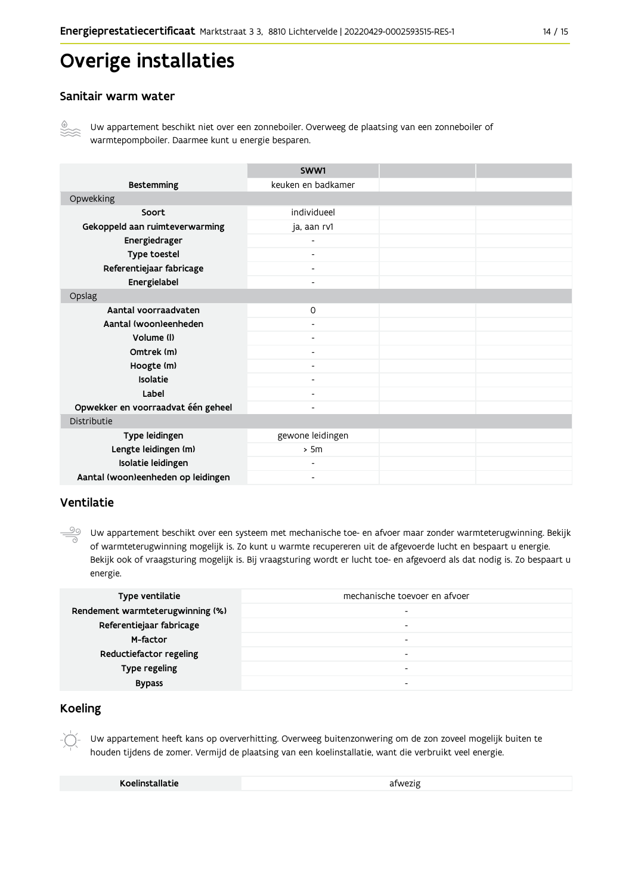# Overige installaties

## Sanitair warm water

Uw appartement beschikt niet over een zonneboiler. Overweeg de plaatsing van een zonneboiler of warmtepompboiler. Daarmee kunt u energie besparen.

| | SWW1 | | |
|---|---|---|---|
| **Bestemming** | keuken en badkamer | | |
| Opwekking | | | |
| **Soort** | individueel | | |
| **Gekoppeld aan ruimteverwarming** | ja, aan rv1 | | |
| **Energiedrager** | - | | |
| **Type toestel** | - | | |
| **Referentiejaar fabricage** | - | | |
| **Energielabel** | - | | |
| Opslag | | | |
| **Aantal voorraadvaten** | 0 | | |
| **Aantal (woon)eenheden** | - | | |
| **Volume (l)** | - | | |
| **Omtrek (m)** | - | | |
| **Hoogte (m)** | - | | |
| **Isolatie** | - | | |
| **Label** | - | | |
| **Opwekker en voorraadvat één geheel** | - | | |
| Distributie | | | |
| **Type leidingen** | gewone leidingen | | |
| **Lengte leidingen (m)** | > 5m | | |
| **Isolatie leidingen** | - | | |
| **Aantal (woon)eenheden op leidingen** | - | | |

## Ventilatie

Uw appartement beschikt over een systeem met mechanische toe- en afvoer maar zonder warmteterugwinning. Bekijk of warmteterugwinning mogelijk is. Zo kunt u warmte recupereren uit de afgevoerde lucht en bespaart u energie. Bekijk ook of vraagsturing mogelijk is. Bij vraagsturing wordt er lucht toe- en afgevoerd als dat nodig is. Zo bespaart u energie.

| | |
|---|---|
| **Type ventilatie** | mechanische toevoer en afvoer |
| **Rendement warmteterugwinning (%)** | - |
| **Referentiejaar fabricage** | - |
| **M-factor** | - |
| **Reductiefactor regeling** | - |
| **Type regeling** | - |
| **Bypass** | - |

## Koeling

Uw appartement heeft kans op oververhitting. Overweeg buitenzonwering om de zon zoveel mogelijk buiten te houden tijdens de zomer. Vermijd de plaatsing van een koelinstallatie, want die verbruikt veel energie.

| | |
|---|---|
| **Koelinstallatie** | afwezig |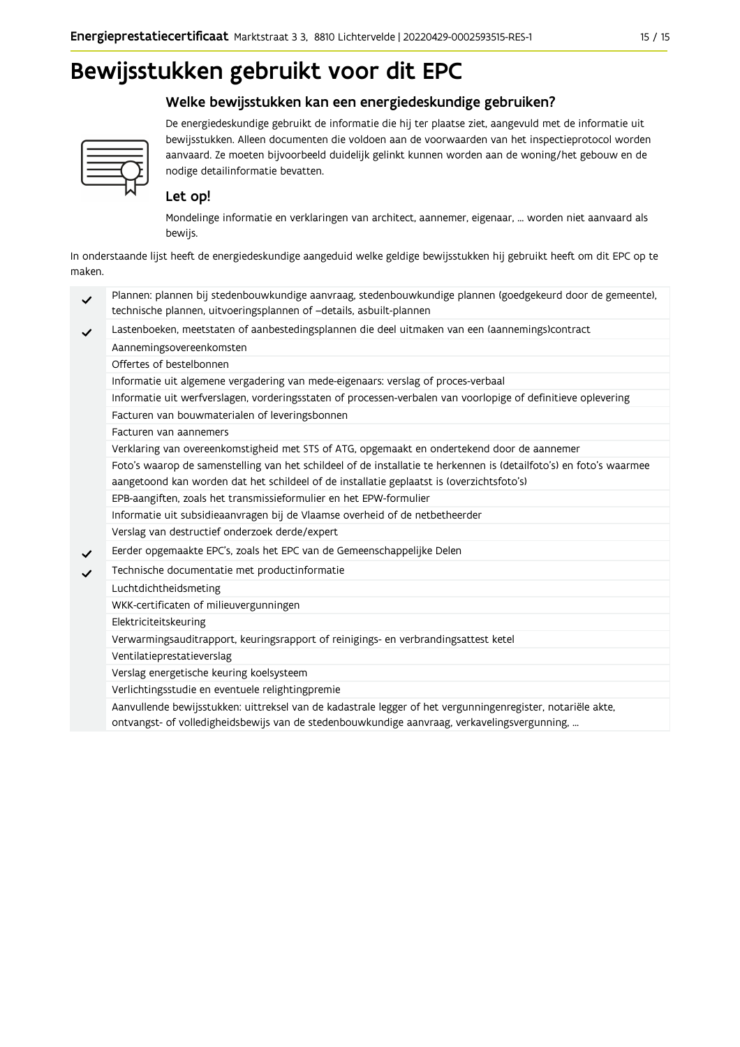# Bewijsstukken gebruikt voor dit EPC

## Welke bewijsstukken kan een energiedeskundige gebruiken?

De energiedeskundige gebruikt de informatie die hij ter plaatse ziet, aangevuld met de informatie uit bewijsstukken. Alleen documenten die voldoen aan de voorwaarden van het inspectieprotocol worden aanvaard. Ze moeten bijvoorbeeld duidelijk gelinkt kunnen worden aan de woning/het gebouw en de nodige detailinformatie bevatten.

### Let op!

Mondelinge informatie en verklaringen van architect, aannemer, eigenaar, ... worden niet aanvaard als bewijs.

In onderstaande lijst heeft de energiedeskundige aangeduid welke geldige bewijsstukken hij gebruikt heeft om dit EPC op te maken.

| | |
|---|---|
| ✓ | Plannen: plannen bij stedenbouwkundige aanvraag, stedenbouwkundige plannen (goedgekeurd door de gemeente), technische plannen, uitvoeringsplannen of –details, asbuilt-plannen |
| ✓ | Lastenboeken, meetstaten of aanbestedingsplannen die deel uitmaken van een (aannemings)contract |
| | Aannemingsovereenkomsten |
| | Offertes of bestelbonnen |
| | Informatie uit algemene vergadering van mede-eigenaars: verslag of proces-verbaal |
| | Informatie uit werfverslagen, vorderingsstaten of processen-verbalen van voorlopige of definitieve oplevering |
| | Facturen van bouwmaterialen of leveringsbonnen |
| | Facturen van aannemers |
| | Verklaring van overeenkomstigheid met STS of ATG, opgemaakt en ondertekend door de aannemer |
| | Foto's waarop de samenstelling van het schildeel of de installatie te herkennen is (detailfoto's) en foto's waarmee aangetoond kan worden dat het schildeel of de installatie geplaatst is (overzichtsfoto's) |
| | EPB-aangiften, zoals het transmissieformulier en het EPW-formulier |
| | Informatie uit subsidieaanvragen bij de Vlaamse overheid of de netbetheerder |
| | Verslag van destructief onderzoek derde/expert |
| ✓ | Eerder opgemaakte EPC's, zoals het EPC van de Gemeenschappelijke Delen |
| ✓ | Technische documentatie met productinformatie |
| | Luchtdichtheidsmeting |
| | WKK-certificaten of milieuvergunningen |
| | Elektriciteitskeuring |
| | Verwarmingsauditrapport, keuringsrapport of reinigings- en verbrandingsattest ketel |
| | Ventilatieprestatieverslag |
| | Verslag energetische keuring koelsysteem |
| | Verlichtingsstudie en eventuele relightingpremie |
| | Aanvullende bewijsstukken: uittreksel van de kadastrale legger of het vergunningenregister, notariële akte, ontvangst- of volledigheidsbewijs van de stedenbouwkundige aanvraag, verkavelingsvergunning, ... |